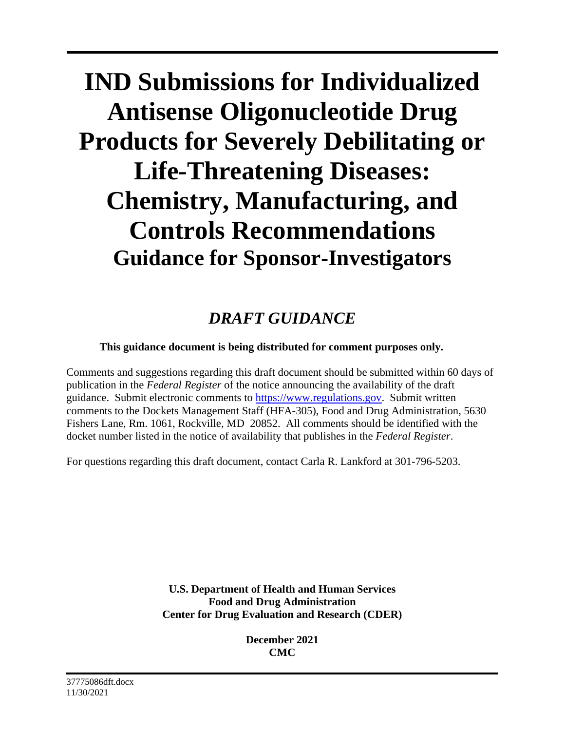# IND Submissions for Individualized Antisense Oligonucleotide Drug Products for Severely Debilitating or Life-Threatening Diseases: Chemistry, Manufacturing, and Controls Recommendations

## Guidance for Sponsor-Investigators

## *DRAFT GUIDANCE*

**This guidance document is being distributed for comment purposes only.**

Comments and suggestions regarding this draft document should be submitted within 60 days of publication in the *Federal Register* of the notice announcing the availability of the draft guidance. Submit electronic comments to https://www.regulations.gov. Submit written comments to the Dockets Management Staff (HFA-305), Food and Drug Administration, 5630 Fishers Lane, Rm. 1061, Rockville, MD 20852. All comments should be identified with the docket number listed in the notice of availability that publishes in the *Federal Register*.

For questions regarding this draft document, contact Carla R. Lankford at 301-796-5203.

**U.S. Department of Health and Human Services**
**Food and Drug Administration**
**Center for Drug Evaluation and Research (CDER)**

**December 2021**
**CMC**

37775086dft.docx
11/30/2021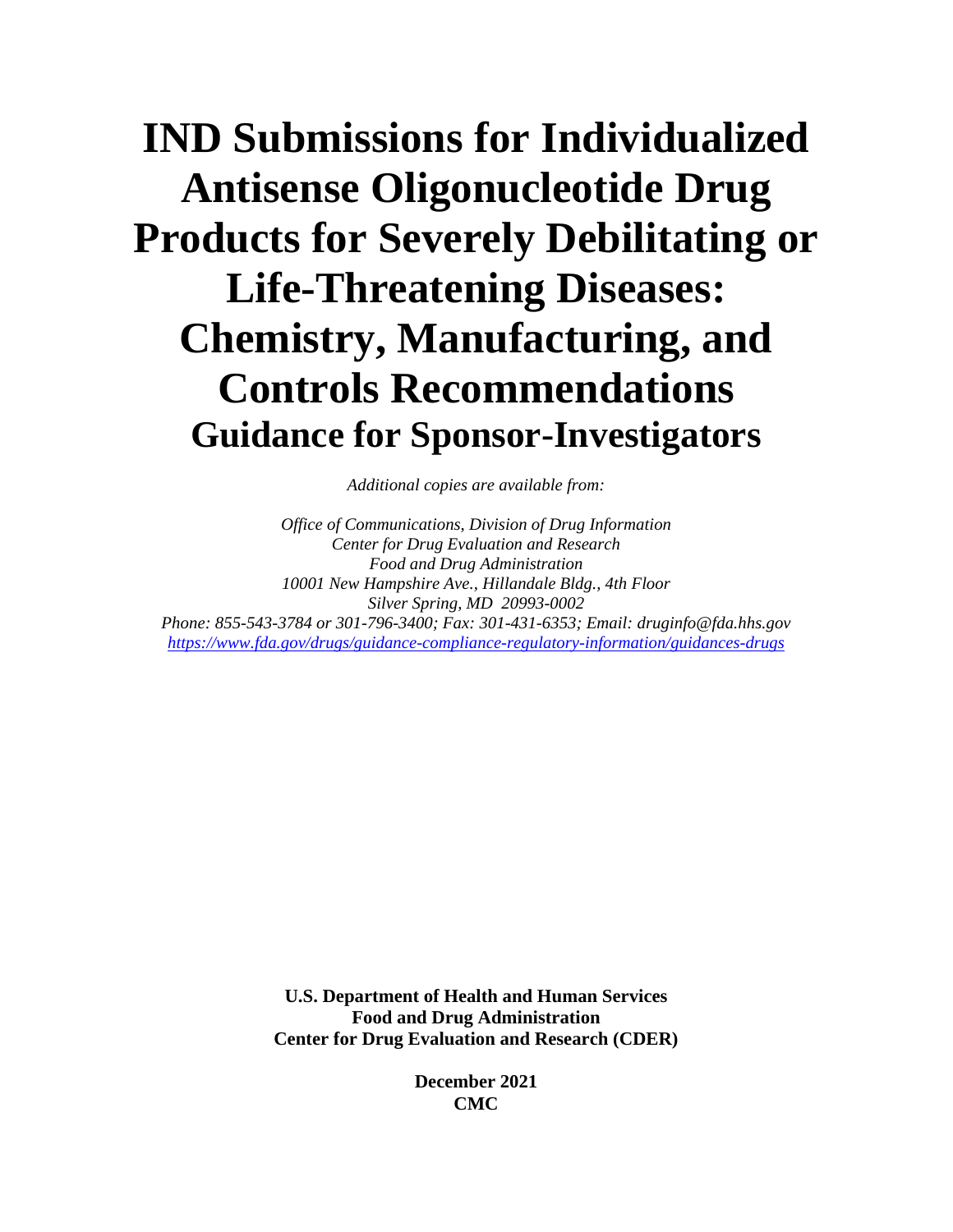# IND Submissions for Individualized Antisense Oligonucleotide Drug Products for Severely Debilitating or Life-Threatening Diseases: Chemistry, Manufacturing, and Controls Recommendations

## Guidance for Sponsor-Investigators

*Additional copies are available from:*

*Office of Communications, Division of Drug Information*
*Center for Drug Evaluation and Research*
*Food and Drug Administration*
*10001 New Hampshire Ave., Hillandale Bldg., 4th Floor*
*Silver Spring, MD 20993-0002*
*Phone: 855-543-3784 or 301-796-3400; Fax: 301-431-6353; Email: druginfo@fda.hhs.gov*
*https://www.fda.gov/drugs/guidance-compliance-regulatory-information/guidances-drugs*

**U.S. Department of Health and Human Services**
**Food and Drug Administration**
**Center for Drug Evaluation and Research (CDER)**

**December 2021**
**CMC**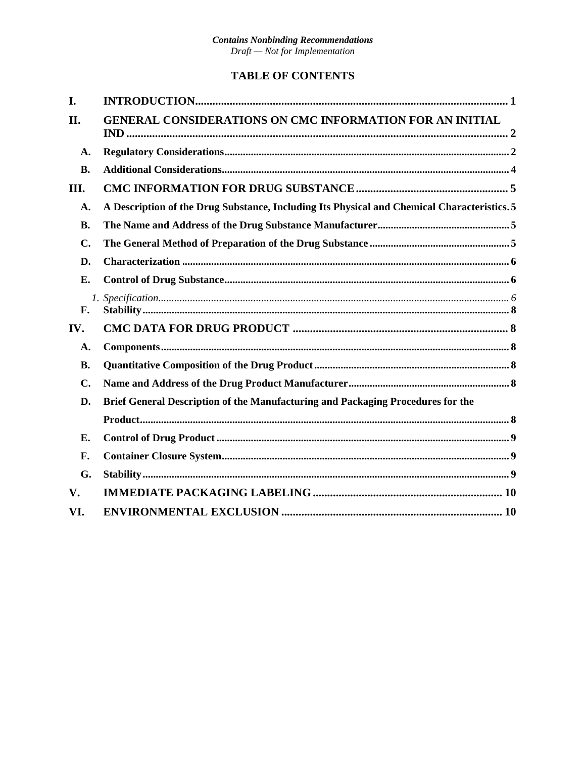# TABLE OF CONTENTS

**I. INTRODUCTION** ........ 1

**II. GENERAL CONSIDERATIONS ON CMC INFORMATION FOR AN INITIAL IND** ........ 2

- **A. Regulatory Considerations** ........ 2
- **B. Additional Considerations** ........ 4

**III. CMC INFORMATION FOR DRUG SUBSTANCE** ........ 5

- **A. A Description of the Drug Substance, Including Its Physical and Chemical Characteristics** ........ 5
- **B. The Name and Address of the Drug Substance Manufacturer** ........ 5
- **C. The General Method of Preparation of the Drug Substance** ........ 5
- **D. Characterization** ........ 6
- **E. Control of Drug Substance** ........ 6
  - *1. Specification* ........ 6
- **F. Stability** ........ 8

**IV. CMC DATA FOR DRUG PRODUCT** ........ 8

- **A. Components** ........ 8
- **B. Quantitative Composition of the Drug Product** ........ 8
- **C. Name and Address of the Drug Product Manufacturer** ........ 8
- **D. Brief General Description of the Manufacturing and Packaging Procedures for the Product** ........ 8
- **E. Control of Drug Product** ........ 9
- **F. Container Closure System** ........ 9
- **G. Stability** ........ 9

**V. IMMEDIATE PACKAGING LABELING** ........ 10

**VI. ENVIRONMENTAL EXCLUSION** ........ 10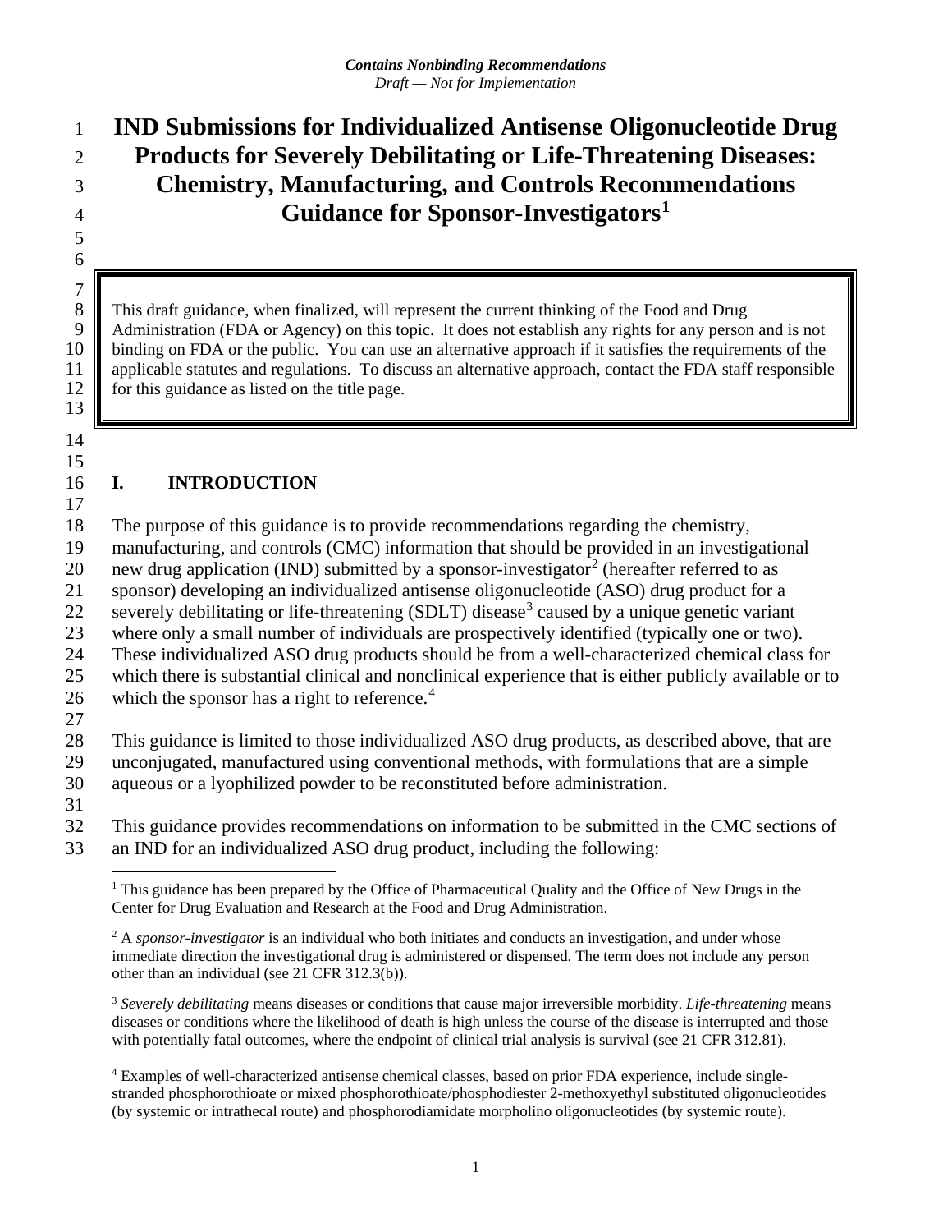*Contains Nonbinding Recommendations*
*Draft — Not for Implementation*

# IND Submissions for Individualized Antisense Oligonucleotide Drug Products for Severely Debilitating or Life-Threatening Diseases: Chemistry, Manufacturing, and Controls Recommendations Guidance for Sponsor-Investigators[1]

> This draft guidance, when finalized, will represent the current thinking of the Food and Drug Administration (FDA or Agency) on this topic. It does not establish any rights for any person and is not binding on FDA or the public. You can use an alternative approach if it satisfies the requirements of the applicable statutes and regulations. To discuss an alternative approach, contact the FDA staff responsible for this guidance as listed on the title page.

## I. INTRODUCTION

The purpose of this guidance is to provide recommendations regarding the chemistry, manufacturing, and controls (CMC) information that should be provided in an investigational new drug application (IND) submitted by a sponsor-investigator[2] (hereafter referred to as sponsor) developing an individualized antisense oligonucleotide (ASO) drug product for a severely debilitating or life-threatening (SDLT) disease[3] caused by a unique genetic variant where only a small number of individuals are prospectively identified (typically one or two). These individualized ASO drug products should be from a well-characterized chemical class for which there is substantial clinical and nonclinical experience that is either publicly available or to which the sponsor has a right to reference.[4]

This guidance is limited to those individualized ASO drug products, as described above, that are unconjugated, manufactured using conventional methods, with formulations that are a simple aqueous or a lyophilized powder to be reconstituted before administration.

This guidance provides recommendations on information to be submitted in the CMC sections of an IND for an individualized ASO drug product, including the following:

---

[1] This guidance has been prepared by the Office of Pharmaceutical Quality and the Office of New Drugs in the Center for Drug Evaluation and Research at the Food and Drug Administration.

[2] A *sponsor-investigator* is an individual who both initiates and conducts an investigation, and under whose immediate direction the investigational drug is administered or dispensed. The term does not include any person other than an individual (see 21 CFR 312.3(b)).

[3] *Severely debilitating* means diseases or conditions that cause major irreversible morbidity. *Life-threatening* means diseases or conditions where the likelihood of death is high unless the course of the disease is interrupted and those with potentially fatal outcomes, where the endpoint of clinical trial analysis is survival (see 21 CFR 312.81).

[4] Examples of well-characterized antisense chemical classes, based on prior FDA experience, include single-stranded phosphorothioate or mixed phosphorothioate/phosphodiester 2-methoxyethyl substituted oligonucleotides (by systemic or intrathecal route) and phosphorodiamidate morpholino oligonucleotides (by systemic route).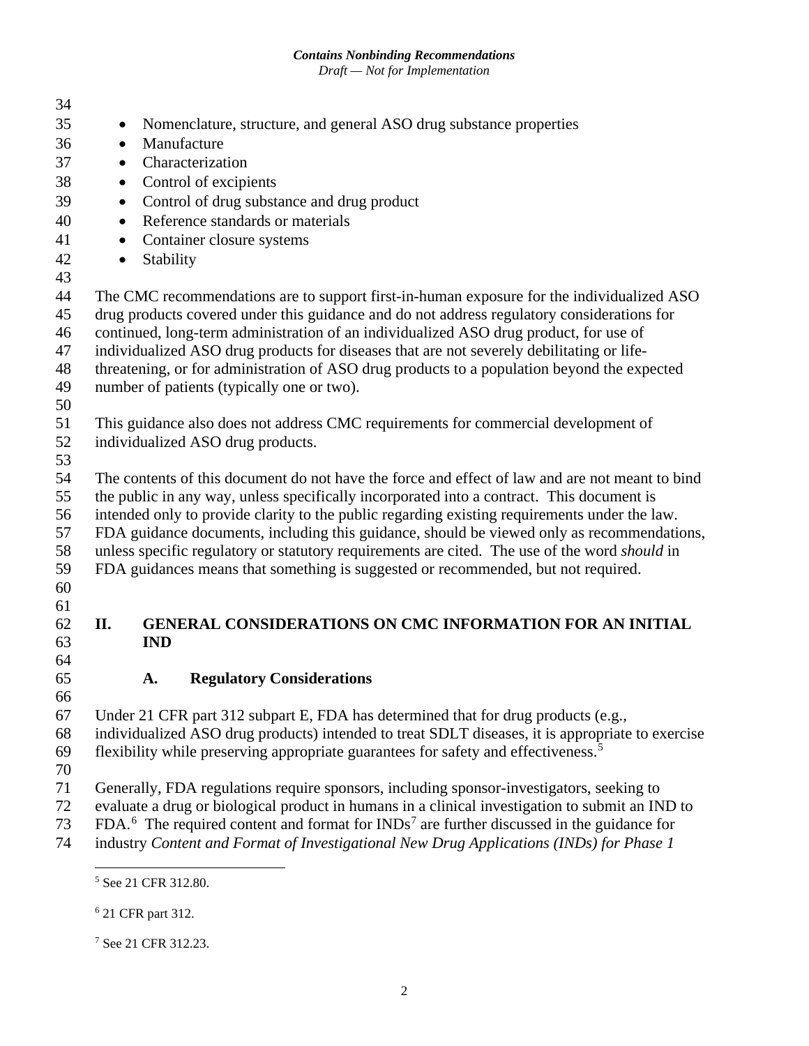- Nomenclature, structure, and general ASO drug substance properties
- Manufacture
- Characterization
- Control of excipients
- Control of drug substance and drug product
- Reference standards or materials
- Container closure systems
- Stability

The CMC recommendations are to support first-in-human exposure for the individualized ASO drug products covered under this guidance and do not address regulatory considerations for continued, long-term administration of an individualized ASO drug product, for use of individualized ASO drug products for diseases that are not severely debilitating or life-threatening, or for administration of ASO drug products to a population beyond the expected number of patients (typically one or two).

This guidance also does not address CMC requirements for commercial development of individualized ASO drug products.

The contents of this document do not have the force and effect of law and are not meant to bind the public in any way, unless specifically incorporated into a contract. This document is intended only to provide clarity to the public regarding existing requirements under the law. FDA guidance documents, including this guidance, should be viewed only as recommendations, unless specific regulatory or statutory requirements are cited. The use of the word *should* in FDA guidances means that something is suggested or recommended, but not required.

## II. GENERAL CONSIDERATIONS ON CMC INFORMATION FOR AN INITIAL IND

### A. Regulatory Considerations

Under 21 CFR part 312 subpart E, FDA has determined that for drug products (e.g., individualized ASO drug products) intended to treat SDLT diseases, it is appropriate to exercise flexibility while preserving appropriate guarantees for safety and effectiveness.[5]

Generally, FDA regulations require sponsors, including sponsor-investigators, seeking to evaluate a drug or biological product in humans in a clinical investigation to submit an IND to FDA.[6] The required content and format for INDs[7] are further discussed in the guidance for industry *Content and Format of Investigational New Drug Applications (INDs) for Phase 1*

[5] See 21 CFR 312.80.

[6] 21 CFR part 312.

[7] See 21 CFR 312.23.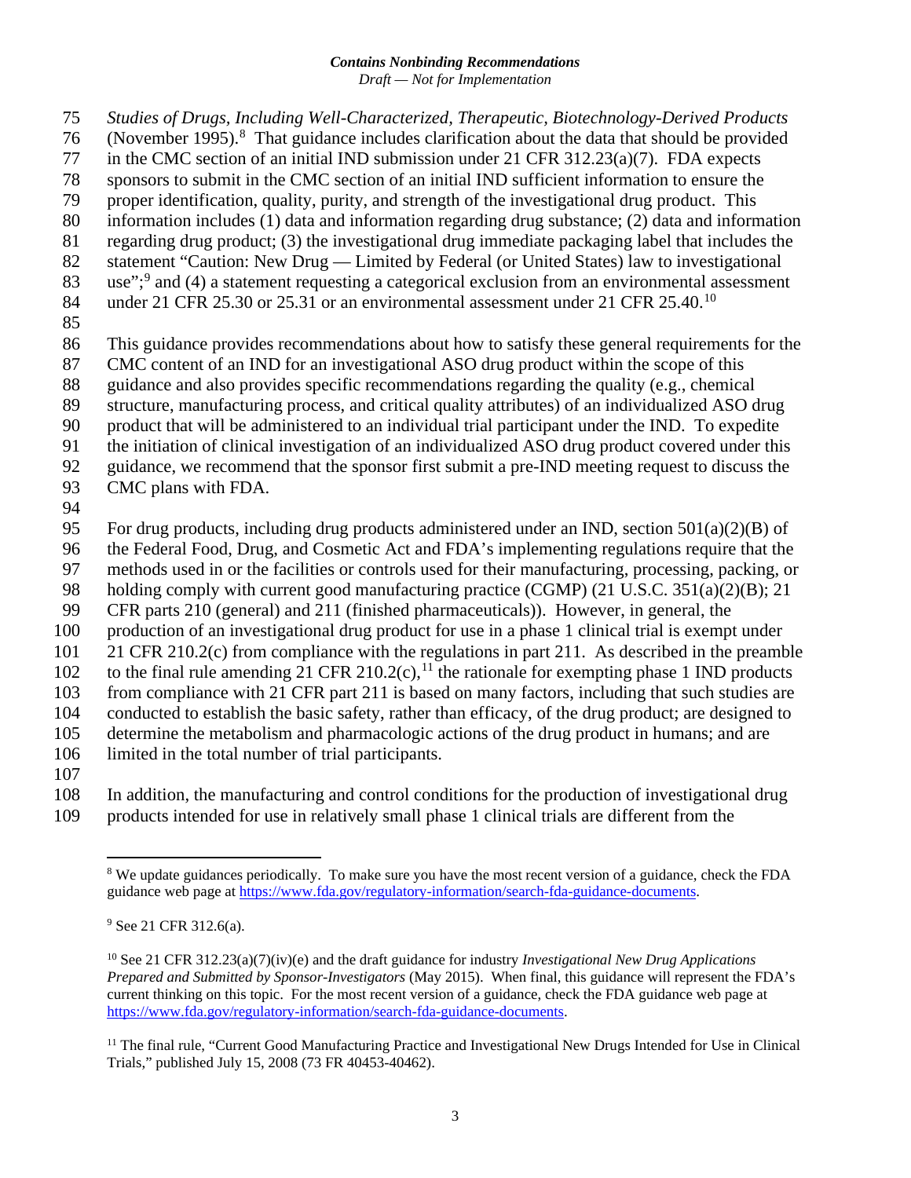*Studies of Drugs, Including Well-Characterized, Therapeutic, Biotechnology-Derived Products* (November 1995).[8] That guidance includes clarification about the data that should be provided in the CMC section of an initial IND submission under 21 CFR 312.23(a)(7). FDA expects sponsors to submit in the CMC section of an initial IND sufficient information to ensure the proper identification, quality, purity, and strength of the investigational drug product. This information includes (1) data and information regarding drug substance; (2) data and information regarding drug product; (3) the investigational drug immediate packaging label that includes the statement "Caution: New Drug — Limited by Federal (or United States) law to investigational use";[9] and (4) a statement requesting a categorical exclusion from an environmental assessment under 21 CFR 25.30 or 25.31 or an environmental assessment under 21 CFR 25.40.[10]

This guidance provides recommendations about how to satisfy these general requirements for the CMC content of an IND for an investigational ASO drug product within the scope of this guidance and also provides specific recommendations regarding the quality (e.g., chemical structure, manufacturing process, and critical quality attributes) of an individualized ASO drug product that will be administered to an individual trial participant under the IND. To expedite the initiation of clinical investigation of an individualized ASO drug product covered under this guidance, we recommend that the sponsor first submit a pre-IND meeting request to discuss the CMC plans with FDA.

For drug products, including drug products administered under an IND, section 501(a)(2)(B) of the Federal Food, Drug, and Cosmetic Act and FDA's implementing regulations require that the methods used in or the facilities or controls used for their manufacturing, processing, packing, or holding comply with current good manufacturing practice (CGMP) (21 U.S.C. 351(a)(2)(B); 21 CFR parts 210 (general) and 211 (finished pharmaceuticals)). However, in general, the production of an investigational drug product for use in a phase 1 clinical trial is exempt under 21 CFR 210.2(c) from compliance with the regulations in part 211. As described in the preamble to the final rule amending 21 CFR 210.2(c),[11] the rationale for exempting phase 1 IND products from compliance with 21 CFR part 211 is based on many factors, including that such studies are conducted to establish the basic safety, rather than efficacy, of the drug product; are designed to determine the metabolism and pharmacologic actions of the drug product in humans; and are limited in the total number of trial participants.

In addition, the manufacturing and control conditions for the production of investigational drug products intended for use in relatively small phase 1 clinical trials are different from the

---

[8] We update guidances periodically. To make sure you have the most recent version of a guidance, check the FDA guidance web page at https://www.fda.gov/regulatory-information/search-fda-guidance-documents.

[9] See 21 CFR 312.6(a).

[10] See 21 CFR 312.23(a)(7)(iv)(e) and the draft guidance for industry *Investigational New Drug Applications Prepared and Submitted by Sponsor-Investigators* (May 2015). When final, this guidance will represent the FDA's current thinking on this topic. For the most recent version of a guidance, check the FDA guidance web page at https://www.fda.gov/regulatory-information/search-fda-guidance-documents.

[11] The final rule, "Current Good Manufacturing Practice and Investigational New Drugs Intended for Use in Clinical Trials," published July 15, 2008 (73 FR 40453-40462).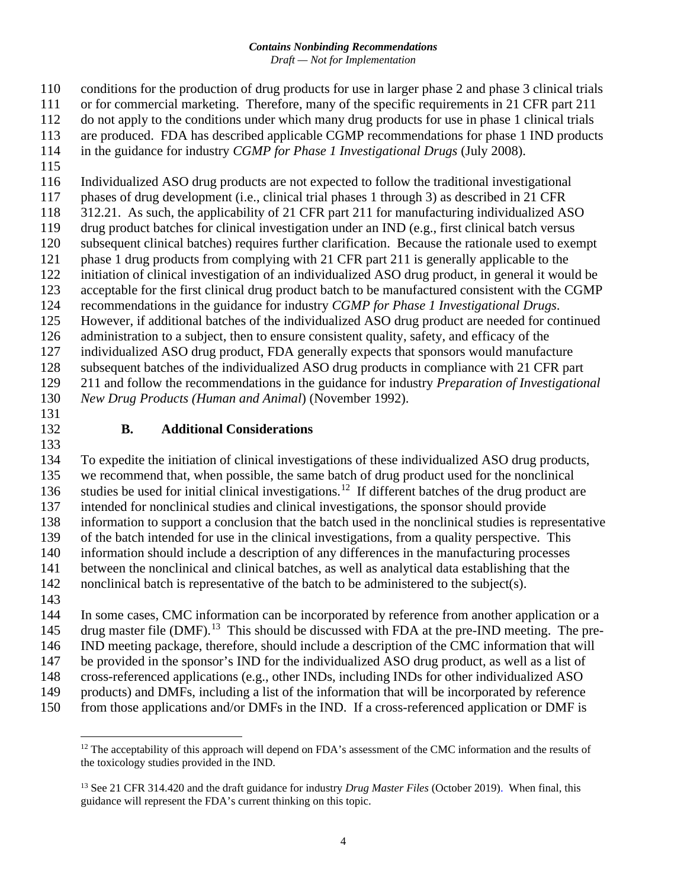conditions for the production of drug products for use in larger phase 2 and phase 3 clinical trials or for commercial marketing. Therefore, many of the specific requirements in 21 CFR part 211 do not apply to the conditions under which many drug products for use in phase 1 clinical trials are produced. FDA has described applicable CGMP recommendations for phase 1 IND products in the guidance for industry *CGMP for Phase 1 Investigational Drugs* (July 2008).

Individualized ASO drug products are not expected to follow the traditional investigational phases of drug development (i.e., clinical trial phases 1 through 3) as described in 21 CFR 312.21. As such, the applicability of 21 CFR part 211 for manufacturing individualized ASO drug product batches for clinical investigation under an IND (e.g., first clinical batch versus subsequent clinical batches) requires further clarification. Because the rationale used to exempt phase 1 drug products from complying with 21 CFR part 211 is generally applicable to the initiation of clinical investigation of an individualized ASO drug product, in general it would be acceptable for the first clinical drug product batch to be manufactured consistent with the CGMP recommendations in the guidance for industry *CGMP for Phase 1 Investigational Drugs*. However, if additional batches of the individualized ASO drug product are needed for continued administration to a subject, then to ensure consistent quality, safety, and efficacy of the individualized ASO drug product, FDA generally expects that sponsors would manufacture subsequent batches of the individualized ASO drug products in compliance with 21 CFR part 211 and follow the recommendations in the guidance for industry *Preparation of Investigational New Drug Products (Human and Animal*) (November 1992).

### B. Additional Considerations

To expedite the initiation of clinical investigations of these individualized ASO drug products, we recommend that, when possible, the same batch of drug product used for the nonclinical studies be used for initial clinical investigations.[12] If different batches of the drug product are intended for nonclinical studies and clinical investigations, the sponsor should provide information to support a conclusion that the batch used in the nonclinical studies is representative of the batch intended for use in the clinical investigations, from a quality perspective. This information should include a description of any differences in the manufacturing processes between the nonclinical and clinical batches, as well as analytical data establishing that the nonclinical batch is representative of the batch to be administered to the subject(s).

In some cases, CMC information can be incorporated by reference from another application or a drug master file (DMF).[13] This should be discussed with FDA at the pre-IND meeting. The pre-IND meeting package, therefore, should include a description of the CMC information that will be provided in the sponsor's IND for the individualized ASO drug product, as well as a list of cross-referenced applications (e.g., other INDs, including INDs for other individualized ASO products) and DMFs, including a list of the information that will be incorporated by reference from those applications and/or DMFs in the IND. If a cross-referenced application or DMF is

---

[12] The acceptability of this approach will depend on FDA's assessment of the CMC information and the results of the toxicology studies provided in the IND.

[13] See 21 CFR 314.420 and the draft guidance for industry *Drug Master Files* (October 2019). When final, this guidance will represent the FDA's current thinking on this topic.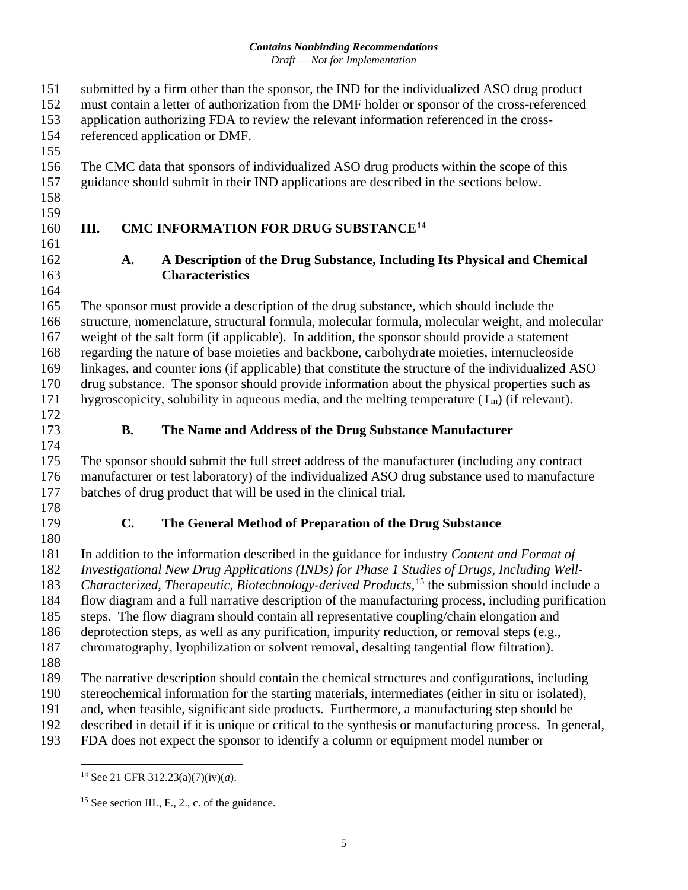submitted by a firm other than the sponsor, the IND for the individualized ASO drug product must contain a letter of authorization from the DMF holder or sponsor of the cross-referenced application authorizing FDA to review the relevant information referenced in the cross-referenced application or DMF.

The CMC data that sponsors of individualized ASO drug products within the scope of this guidance should submit in their IND applications are described in the sections below.

## III. CMC INFORMATION FOR DRUG SUBSTANCE[14]

### A. A Description of the Drug Substance, Including Its Physical and Chemical Characteristics

The sponsor must provide a description of the drug substance, which should include the structure, nomenclature, structural formula, molecular formula, molecular weight, and molecular weight of the salt form (if applicable). In addition, the sponsor should provide a statement regarding the nature of base moieties and backbone, carbohydrate moieties, internucleoside linkages, and counter ions (if applicable) that constitute the structure of the individualized ASO drug substance. The sponsor should provide information about the physical properties such as hygroscopicity, solubility in aqueous media, and the melting temperature ($T_m$) (if relevant).

### B. The Name and Address of the Drug Substance Manufacturer

The sponsor should submit the full street address of the manufacturer (including any contract manufacturer or test laboratory) of the individualized ASO drug substance used to manufacture batches of drug product that will be used in the clinical trial.

### C. The General Method of Preparation of the Drug Substance

In addition to the information described in the guidance for industry *Content and Format of Investigational New Drug Applications (INDs) for Phase 1 Studies of Drugs, Including Well-Characterized, Therapeutic, Biotechnology-derived Products*,[15] the submission should include a flow diagram and a full narrative description of the manufacturing process, including purification steps. The flow diagram should contain all representative coupling/chain elongation and deprotection steps, as well as any purification, impurity reduction, or removal steps (e.g., chromatography, lyophilization or solvent removal, desalting tangential flow filtration).

The narrative description should contain the chemical structures and configurations, including stereochemical information for the starting materials, intermediates (either in situ or isolated), and, when feasible, significant side products. Furthermore, a manufacturing step should be described in detail if it is unique or critical to the synthesis or manufacturing process. In general, FDA does not expect the sponsor to identify a column or equipment model number or

---

[14] See 21 CFR 312.23(a)(7)(iv)(*a*).

[15] See section III., F., 2., c. of the guidance.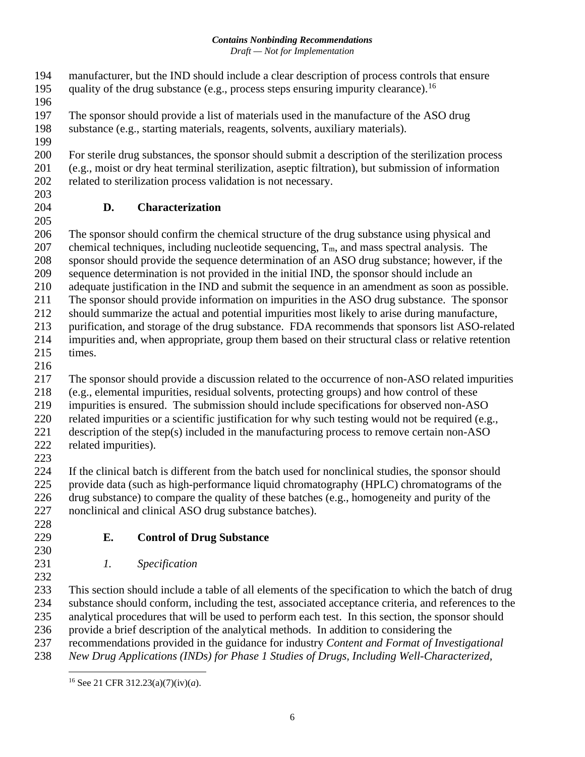manufacturer, but the IND should include a clear description of process controls that ensure quality of the drug substance (e.g., process steps ensuring impurity clearance).[16]

The sponsor should provide a list of materials used in the manufacture of the ASO drug substance (e.g., starting materials, reagents, solvents, auxiliary materials).

For sterile drug substances, the sponsor should submit a description of the sterilization process (e.g., moist or dry heat terminal sterilization, aseptic filtration), but submission of information related to sterilization process validation is not necessary.

### D. Characterization

The sponsor should confirm the chemical structure of the drug substance using physical and chemical techniques, including nucleotide sequencing, $T_m$, and mass spectral analysis. The sponsor should provide the sequence determination of an ASO drug substance; however, if the sequence determination is not provided in the initial IND, the sponsor should include an adequate justification in the IND and submit the sequence in an amendment as soon as possible. The sponsor should provide information on impurities in the ASO drug substance. The sponsor should summarize the actual and potential impurities most likely to arise during manufacture, purification, and storage of the drug substance. FDA recommends that sponsors list ASO-related impurities and, when appropriate, group them based on their structural class or relative retention times.

The sponsor should provide a discussion related to the occurrence of non-ASO related impurities (e.g., elemental impurities, residual solvents, protecting groups) and how control of these impurities is ensured. The submission should include specifications for observed non-ASO related impurities or a scientific justification for why such testing would not be required (e.g., description of the step(s) included in the manufacturing process to remove certain non-ASO related impurities).

If the clinical batch is different from the batch used for nonclinical studies, the sponsor should provide data (such as high-performance liquid chromatography (HPLC) chromatograms of the drug substance) to compare the quality of these batches (e.g., homogeneity and purity of the nonclinical and clinical ASO drug substance batches).

### E. Control of Drug Substance

#### *1. Specification*

This section should include a table of all elements of the specification to which the batch of drug substance should conform, including the test, associated acceptance criteria, and references to the analytical procedures that will be used to perform each test. In this section, the sponsor should provide a brief description of the analytical methods. In addition to considering the recommendations provided in the guidance for industry *Content and Format of Investigational New Drug Applications (INDs) for Phase 1 Studies of Drugs, Including Well-Characterized,*

---

[16] See 21 CFR 312.23(a)(7)(iv)(*a*).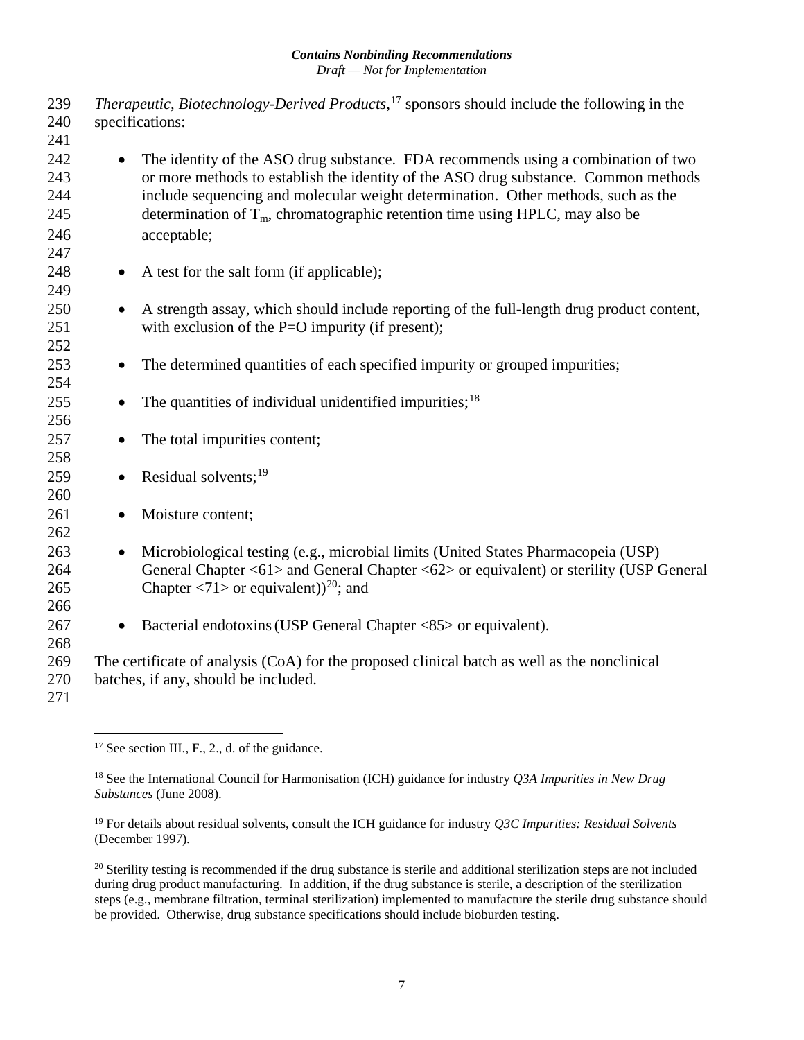*Therapeutic, Biotechnology-Derived Products*,[17] sponsors should include the following in the specifications:

- The identity of the ASO drug substance. FDA recommends using a combination of two or more methods to establish the identity of the ASO drug substance. Common methods include sequencing and molecular weight determination. Other methods, such as the determination of $T_m$, chromatographic retention time using HPLC, may also be acceptable;

- A test for the salt form (if applicable);

- A strength assay, which should include reporting of the full-length drug product content, with exclusion of the P=O impurity (if present);

- The determined quantities of each specified impurity or grouped impurities;

- The quantities of individual unidentified impurities;[18]

- The total impurities content;

- Residual solvents;[19]

- Moisture content;

- Microbiological testing (e.g., microbial limits (United States Pharmacopeia (USP) General Chapter <61> and General Chapter <62> or equivalent) or sterility (USP General Chapter <71> or equivalent))[20]; and

- Bacterial endotoxins (USP General Chapter <85> or equivalent).

The certificate of analysis (CoA) for the proposed clinical batch as well as the nonclinical batches, if any, should be included.

---

[17] See section III., F., 2., d. of the guidance.

[18] See the International Council for Harmonisation (ICH) guidance for industry *Q3A Impurities in New Drug Substances* (June 2008).

[19] For details about residual solvents, consult the ICH guidance for industry *Q3C Impurities: Residual Solvents* (December 1997).

[20] Sterility testing is recommended if the drug substance is sterile and additional sterilization steps are not included during drug product manufacturing. In addition, if the drug substance is sterile, a description of the sterilization steps (e.g., membrane filtration, terminal sterilization) implemented to manufacture the sterile drug substance should be provided. Otherwise, drug substance specifications should include bioburden testing.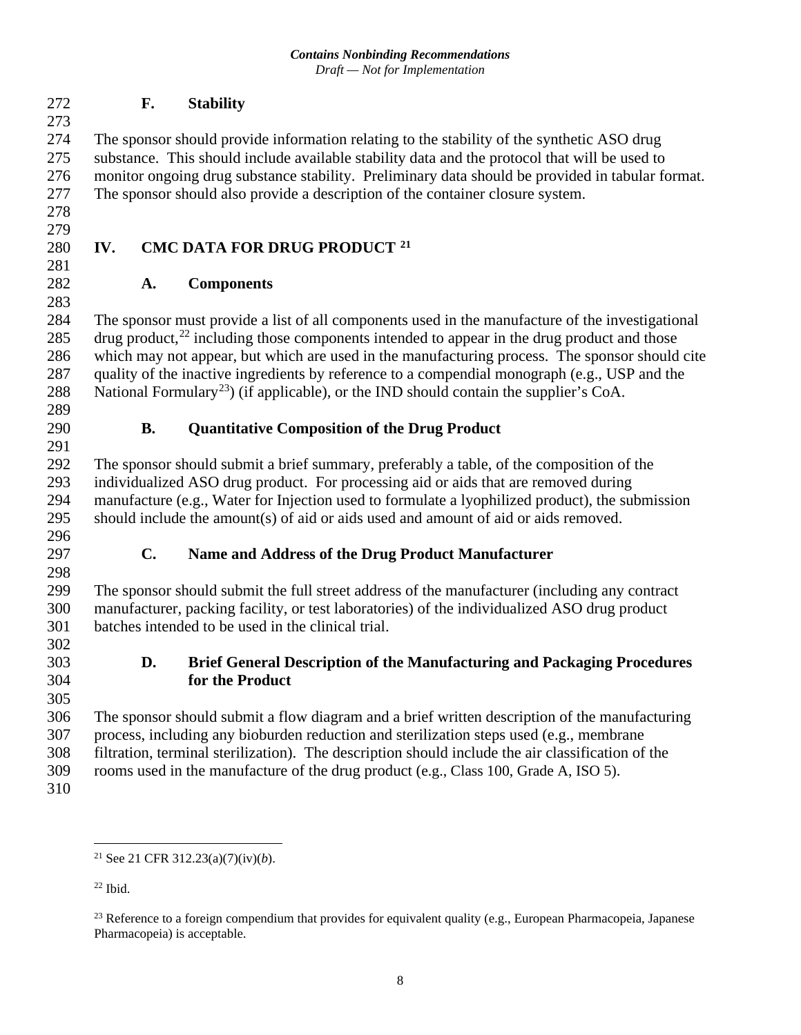### F. Stability

The sponsor should provide information relating to the stability of the synthetic ASO drug substance. This should include available stability data and the protocol that will be used to monitor ongoing drug substance stability. Preliminary data should be provided in tabular format. The sponsor should also provide a description of the container closure system.

## IV. CMC DATA FOR DRUG PRODUCT [21]

### A. Components

The sponsor must provide a list of all components used in the manufacture of the investigational drug product,[22] including those components intended to appear in the drug product and those which may not appear, but which are used in the manufacturing process. The sponsor should cite quality of the inactive ingredients by reference to a compendial monograph (e.g., USP and the National Formulary[23]) (if applicable), or the IND should contain the supplier's CoA.

### B. Quantitative Composition of the Drug Product

The sponsor should submit a brief summary, preferably a table, of the composition of the individualized ASO drug product. For processing aid or aids that are removed during manufacture (e.g., Water for Injection used to formulate a lyophilized product), the submission should include the amount(s) of aid or aids used and amount of aid or aids removed.

### C. Name and Address of the Drug Product Manufacturer

The sponsor should submit the full street address of the manufacturer (including any contract manufacturer, packing facility, or test laboratories) of the individualized ASO drug product batches intended to be used in the clinical trial.

### D. Brief General Description of the Manufacturing and Packaging Procedures for the Product

The sponsor should submit a flow diagram and a brief written description of the manufacturing process, including any bioburden reduction and sterilization steps used (e.g., membrane filtration, terminal sterilization). The description should include the air classification of the rooms used in the manufacture of the drug product (e.g., Class 100, Grade A, ISO 5).

---

[21] See 21 CFR 312.23(a)(7)(iv)(*b*).

[22] Ibid.

[23] Reference to a foreign compendium that provides for equivalent quality (e.g., European Pharmacopeia, Japanese Pharmacopeia) is acceptable.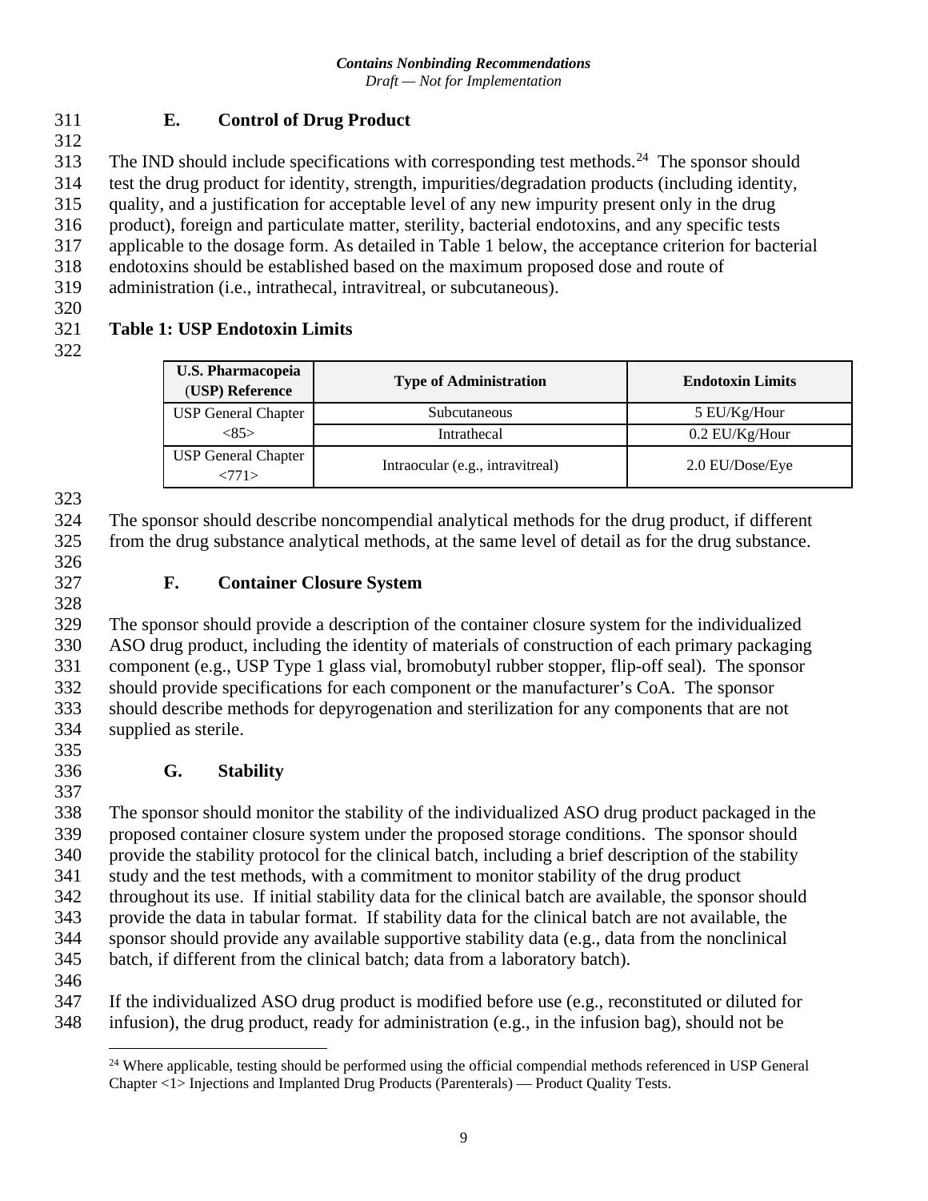### E. Control of Drug Product

The IND should include specifications with corresponding test methods.[24] The sponsor should test the drug product for identity, strength, impurities/degradation products (including identity, quality, and a justification for acceptable level of any new impurity present only in the drug product), foreign and particulate matter, sterility, bacterial endotoxins, and any specific tests applicable to the dosage form. As detailed in Table 1 below, the acceptance criterion for bacterial endotoxins should be established based on the maximum proposed dose and route of administration (i.e., intrathecal, intravitreal, or subcutaneous).

**Table 1: USP Endotoxin Limits**

| U.S. Pharmacopeia (USP) Reference | Type of Administration | Endotoxin Limits |
|---|---|---|
| USP General Chapter <85> | Subcutaneous | 5 EU/Kg/Hour |
| | Intrathecal | 0.2 EU/Kg/Hour |
| USP General Chapter <771> | Intraocular (e.g., intravitreal) | 2.0 EU/Dose/Eye |

The sponsor should describe noncompendial analytical methods for the drug product, if different from the drug substance analytical methods, at the same level of detail as for the drug substance.

### F. Container Closure System

The sponsor should provide a description of the container closure system for the individualized ASO drug product, including the identity of materials of construction of each primary packaging component (e.g., USP Type 1 glass vial, bromobutyl rubber stopper, flip-off seal). The sponsor should provide specifications for each component or the manufacturer's CoA. The sponsor should describe methods for depyrogenation and sterilization for any components that are not supplied as sterile.

### G. Stability

The sponsor should monitor the stability of the individualized ASO drug product packaged in the proposed container closure system under the proposed storage conditions. The sponsor should provide the stability protocol for the clinical batch, including a brief description of the stability study and the test methods, with a commitment to monitor stability of the drug product throughout its use. If initial stability data for the clinical batch are available, the sponsor should provide the data in tabular format. If stability data for the clinical batch are not available, the sponsor should provide any available supportive stability data (e.g., data from the nonclinical batch, if different from the clinical batch; data from a laboratory batch).

If the individualized ASO drug product is modified before use (e.g., reconstituted or diluted for infusion), the drug product, ready for administration (e.g., in the infusion bag), should not be

[24] Where applicable, testing should be performed using the official compendial methods referenced in USP General Chapter <1> Injections and Implanted Drug Products (Parenterals) — Product Quality Tests.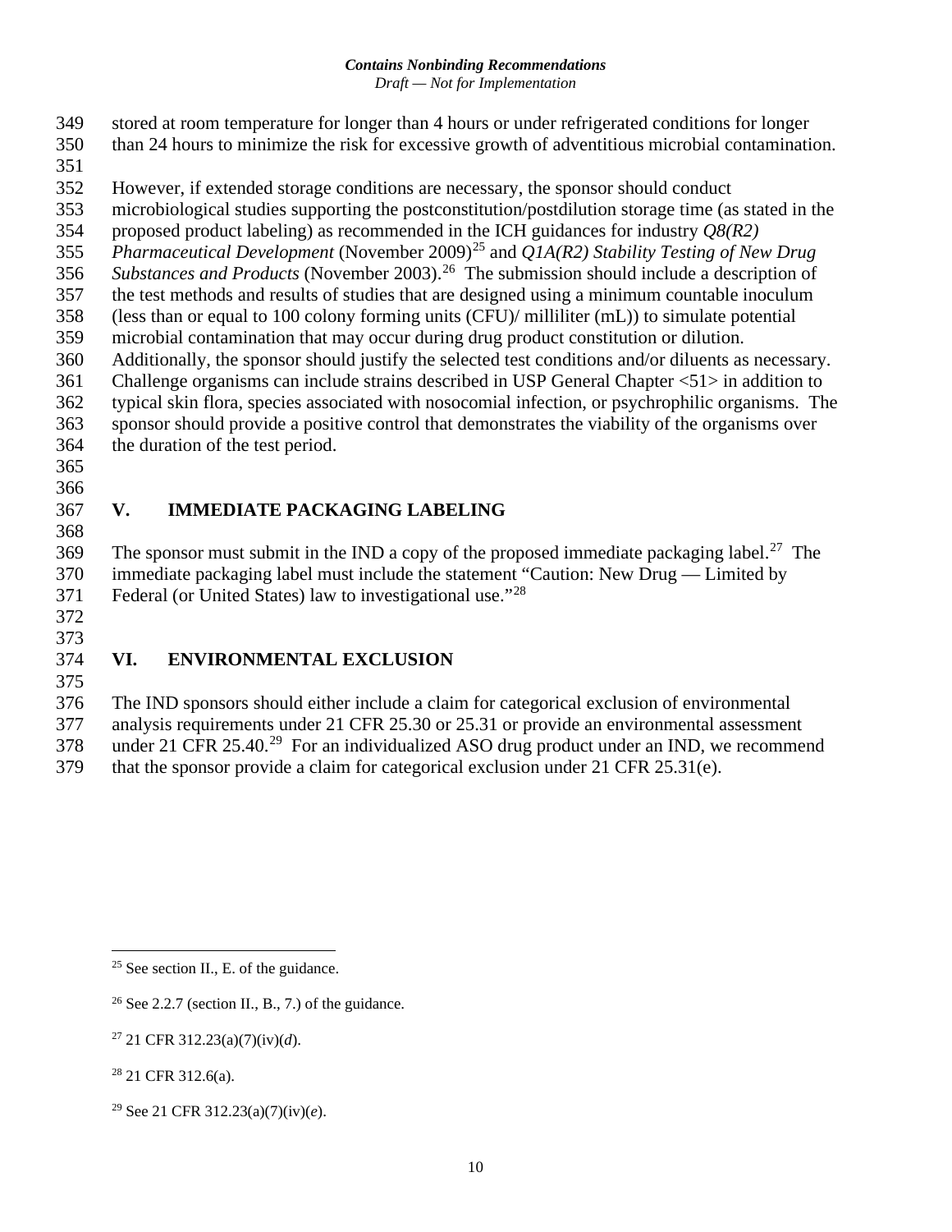stored at room temperature for longer than 4 hours or under refrigerated conditions for longer than 24 hours to minimize the risk for excessive growth of adventitious microbial contamination.

However, if extended storage conditions are necessary, the sponsor should conduct microbiological studies supporting the postconstitution/postdilution storage time (as stated in the proposed product labeling) as recommended in the ICH guidances for industry *Q8(R2) Pharmaceutical Development* (November 2009)[25] and *Q1A(R2) Stability Testing of New Drug Substances and Products* (November 2003).[26] The submission should include a description of the test methods and results of studies that are designed using a minimum countable inoculum (less than or equal to 100 colony forming units (CFU)/ milliliter (mL)) to simulate potential microbial contamination that may occur during drug product constitution or dilution. Additionally, the sponsor should justify the selected test conditions and/or diluents as necessary. Challenge organisms can include strains described in USP General Chapter <51> in addition to typical skin flora, species associated with nosocomial infection, or psychrophilic organisms. The sponsor should provide a positive control that demonstrates the viability of the organisms over the duration of the test period.

## V. IMMEDIATE PACKAGING LABELING

The sponsor must submit in the IND a copy of the proposed immediate packaging label.[27] The immediate packaging label must include the statement "Caution: New Drug — Limited by Federal (or United States) law to investigational use."[28]

## VI. ENVIRONMENTAL EXCLUSION

The IND sponsors should either include a claim for categorical exclusion of environmental analysis requirements under 21 CFR 25.30 or 25.31 or provide an environmental assessment under 21 CFR 25.40.[29] For an individualized ASO drug product under an IND, we recommend that the sponsor provide a claim for categorical exclusion under 21 CFR 25.31(e).

---

[25] See section II., E. of the guidance.

[26] See 2.2.7 (section II., B., 7.) of the guidance.

[27] 21 CFR 312.23(a)(7)(iv)(*d*).

[28] 21 CFR 312.6(a).

[29] See 21 CFR 312.23(a)(7)(iv)(*e*).